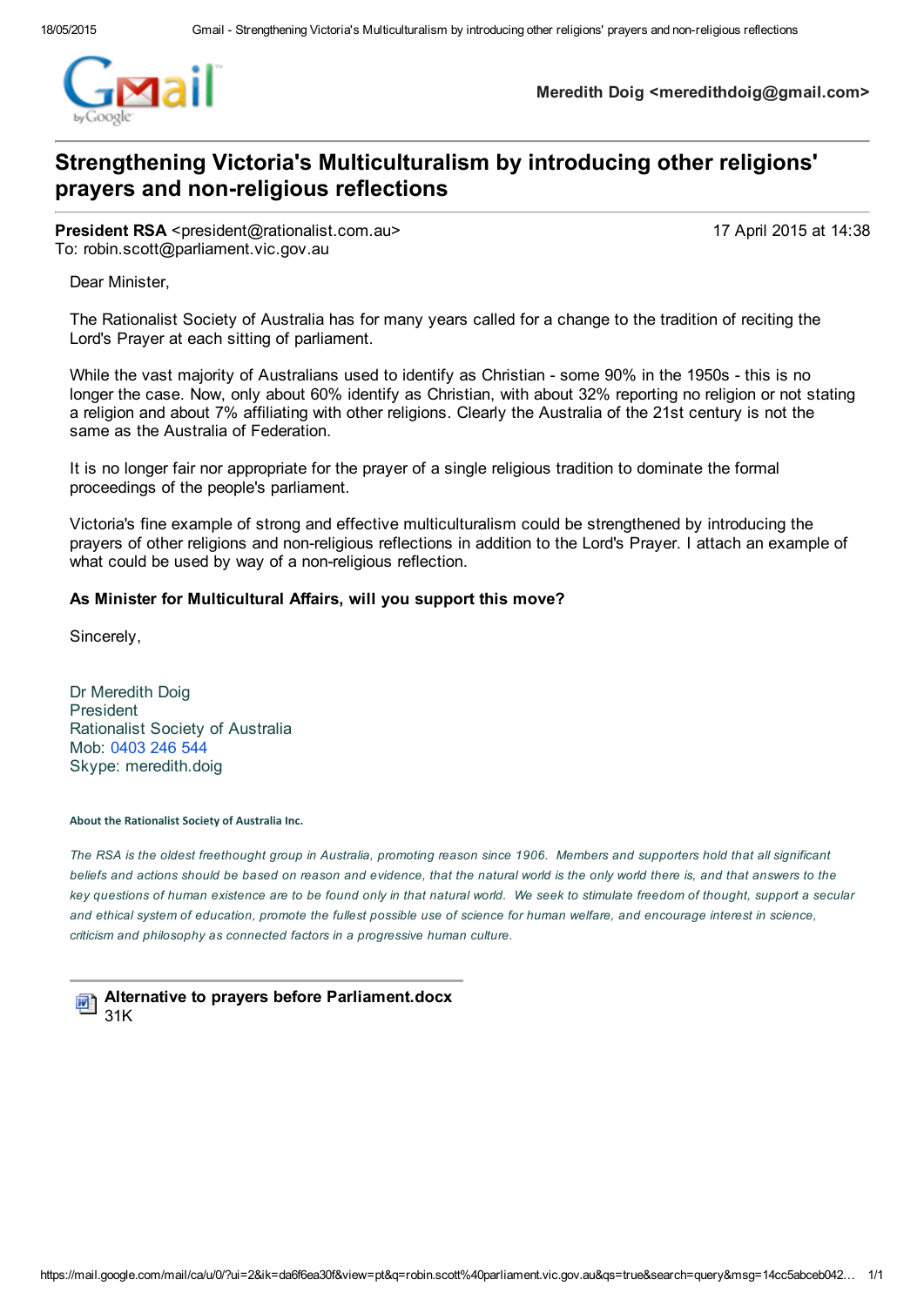Meredith Doig <meredithdoig@gmail.com>

# Strengthening Victoria's Multiculturalism by introducing other religions' prayers and non-religious reflections

**President RSA** <president@rationalist.com.au>
To: robin.scott@parliament.vic.gov.au

17 April 2015 at 14:38

Dear Minister,

The Rationalist Society of Australia has for many years called for a change to the tradition of reciting the Lord's Prayer at each sitting of parliament.

While the vast majority of Australians used to identify as Christian - some 90% in the 1950s - this is no longer the case. Now, only about 60% identify as Christian, with about 32% reporting no religion or not stating a religion and about 7% affiliating with other religions. Clearly the Australia of the 21st century is not the same as the Australia of Federation.

It is no longer fair nor appropriate for the prayer of a single religious tradition to dominate the formal proceedings of the people's parliament.

Victoria's fine example of strong and effective multiculturalism could be strengthened by introducing the prayers of other religions and non-religious reflections in addition to the Lord's Prayer. I attach an example of what could be used by way of a non-religious reflection.

**As Minister for Multicultural Affairs, will you support this move?**

Sincerely,

Dr Meredith Doig
President
Rationalist Society of Australia
Mob: 0403 246 544
Skype: meredith.doig

**About the Rationalist Society of Australia Inc.**

*The RSA is the oldest freethought group in Australia, promoting reason since 1906. Members and supporters hold that all significant beliefs and actions should be based on reason and evidence, that the natural world is the only world there is, and that answers to the key questions of human existence are to be found only in that natural world. We seek to stimulate freedom of thought, support a secular and ethical system of education, promote the fullest possible use of science for human welfare, and encourage interest in science, criticism and philosophy as connected factors in a progressive human culture.*

**Alternative to prayers before Parliament.docx**
31K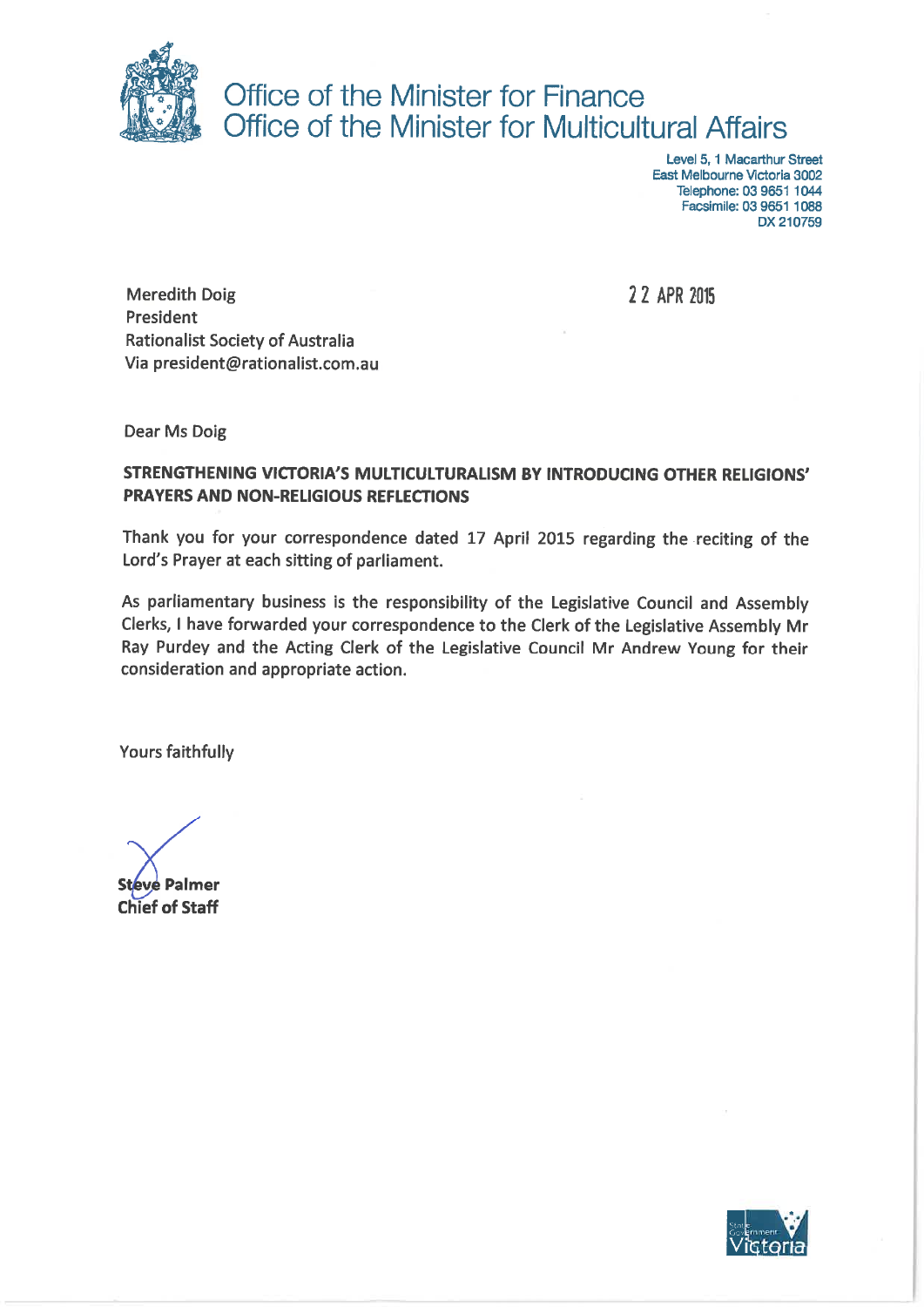# Office of the Minister for Finance
# Office of the Minister for Multicultural Affairs

Level 5, 1 Macarthur Street
East Melbourne Victoria 3002
Telephone: 03 9651 1044
Facsimile: 03 9651 1088
DX 210759

Meredith Doig
President
Rationalist Society of Australia
Via president@rationalist.com.au

22 APR 2015

Dear Ms Doig

**STRENGTHENING VICTORIA'S MULTICULTURALISM BY INTRODUCING OTHER RELIGIONS' PRAYERS AND NON-RELIGIOUS REFLECTIONS**

Thank you for your correspondence dated 17 April 2015 regarding the reciting of the Lord's Prayer at each sitting of parliament.

As parliamentary business is the responsibility of the Legislative Council and Assembly Clerks, I have forwarded your correspondence to the Clerk of the Legislative Assembly Mr Ray Purdey and the Acting Clerk of the Legislative Council Mr Andrew Young for their consideration and appropriate action.

Yours faithfully

**Steve Palmer**
**Chief of Staff**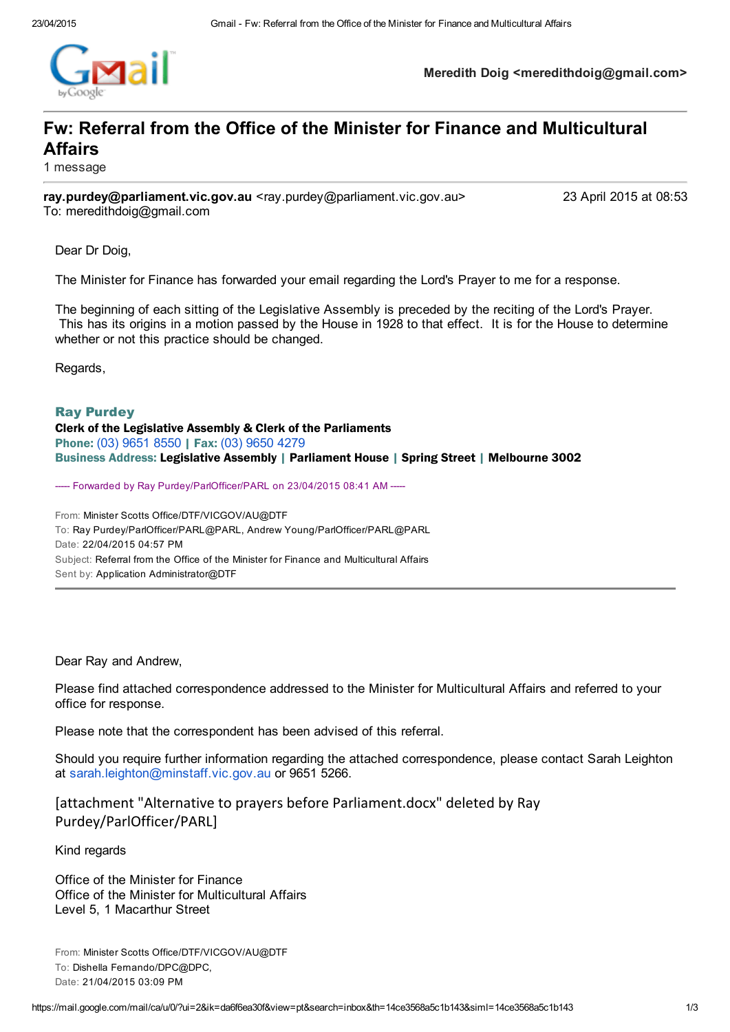Meredith Doig <meredithdoig@gmail.com>

# Fw: Referral from the Office of the Minister for Finance and Multicultural Affairs

1 message

**ray.purdey@parliament.vic.gov.au** <ray.purdey@parliament.vic.gov.au> 23 April 2015 at 08:53
To: meredithdoig@gmail.com

Dear Dr Doig,

The Minister for Finance has forwarded your email regarding the Lord's Prayer to me for a response.

The beginning of each sitting of the Legislative Assembly is preceded by the reciting of the Lord's Prayer. This has its origins in a motion passed by the House in 1928 to that effect. It is for the House to determine whether or not this practice should be changed.

Regards,

**Ray Purdey**
**Clerk of the Legislative Assembly & Clerk of the Parliaments**
**Phone:** (03) 9651 8550 | **Fax:** (03) 9650 4279
**Business Address:** **Legislative Assembly** | **Parliament House** | **Spring Street** | **Melbourne 3002**

----- Forwarded by Ray Purdey/ParlOfficer/PARL on 23/04/2015 08:41 AM -----

From: Minister Scotts Office/DTF/VICGOV/AU@DTF
To: Ray Purdey/ParlOfficer/PARL@PARL, Andrew Young/ParlOfficer/PARL@PARL
Date: 22/04/2015 04:57 PM
Subject: Referral from the Office of the Minister for Finance and Multicultural Affairs
Sent by: Application Administrator@DTF

---

Dear Ray and Andrew,

Please find attached correspondence addressed to the Minister for Multicultural Affairs and referred to your office for response.

Please note that the correspondent has been advised of this referral.

Should you require further information regarding the attached correspondence, please contact Sarah Leighton at sarah.leighton@minstaff.vic.gov.au or 9651 5266.

[attachment "Alternative to prayers before Parliament.docx" deleted by Ray Purdey/ParlOfficer/PARL]

Kind regards

Office of the Minister for Finance
Office of the Minister for Multicultural Affairs
Level 5, 1 Macarthur Street

From: Minister Scotts Office/DTF/VICGOV/AU@DTF
To: Dishella Fernando/DPC@DPC,
Date: 21/04/2015 03:09 PM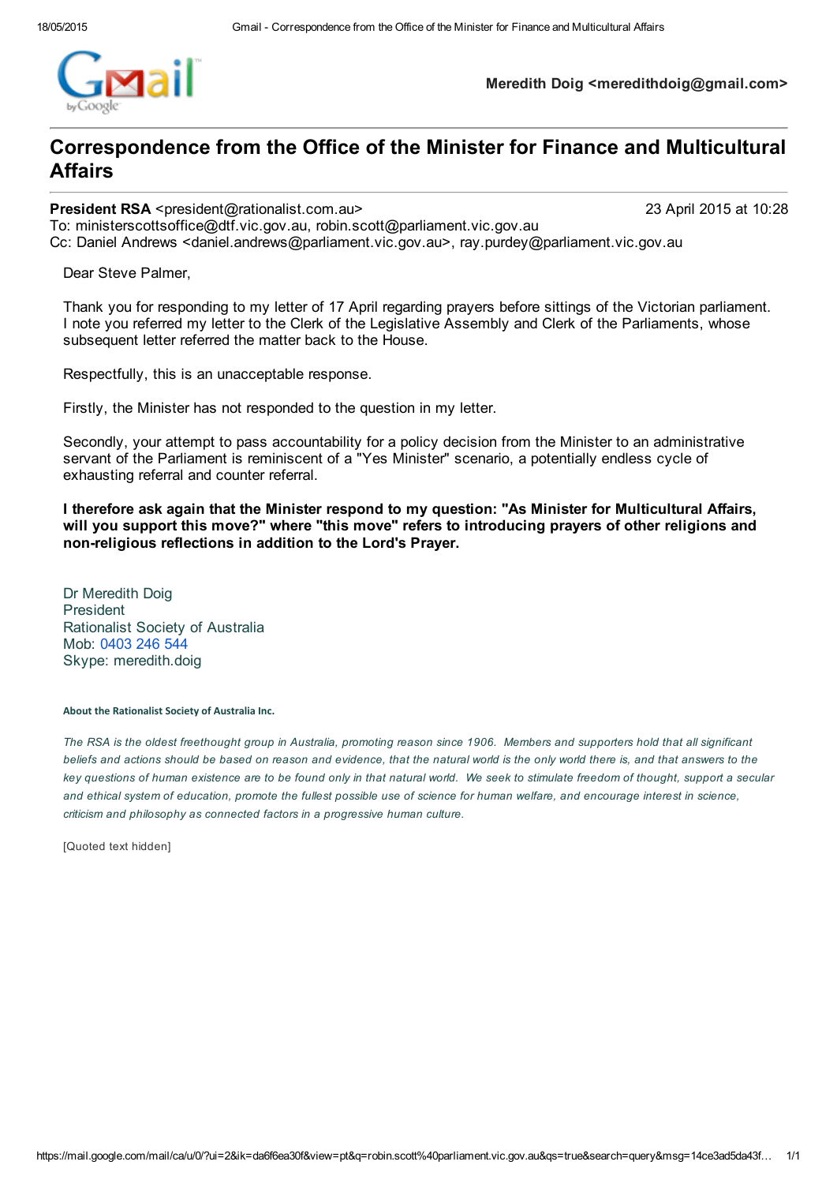Meredith Doig <meredithdoig@gmail.com>

# Correspondence from the Office of the Minister for Finance and Multicultural Affairs

**President RSA** <president@rationalist.com.au> 23 April 2015 at 10:28
To: ministerscottsoffice@dtf.vic.gov.au, robin.scott@parliament.vic.gov.au
Cc: Daniel Andrews <daniel.andrews@parliament.vic.gov.au>, ray.purdey@parliament.vic.gov.au

Dear Steve Palmer,

Thank you for responding to my letter of 17 April regarding prayers before sittings of the Victorian parliament. I note you referred my letter to the Clerk of the Legislative Assembly and Clerk of the Parliaments, whose subsequent letter referred the matter back to the House.

Respectfully, this is an unacceptable response.

Firstly, the Minister has not responded to the question in my letter.

Secondly, your attempt to pass accountability for a policy decision from the Minister to an administrative servant of the Parliament is reminiscent of a "Yes Minister" scenario, a potentially endless cycle of exhausting referral and counter referral.

**I therefore ask again that the Minister respond to my question: "As Minister for Multicultural Affairs, will you support this move?" where "this move" refers to introducing prayers of other religions and non-religious reflections in addition to the Lord's Prayer.**

Dr Meredith Doig
President
Rationalist Society of Australia
Mob: 0403 246 544
Skype: meredith.doig

**About the Rationalist Society of Australia Inc.**

*The RSA is the oldest freethought group in Australia, promoting reason since 1906. Members and supporters hold that all significant beliefs and actions should be based on reason and evidence, that the natural world is the only world there is, and that answers to the key questions of human existence are to be found only in that natural world. We seek to stimulate freedom of thought, support a secular and ethical system of education, promote the fullest possible use of science for human welfare, and encourage interest in science, criticism and philosophy as connected factors in a progressive human culture.*

[Quoted text hidden]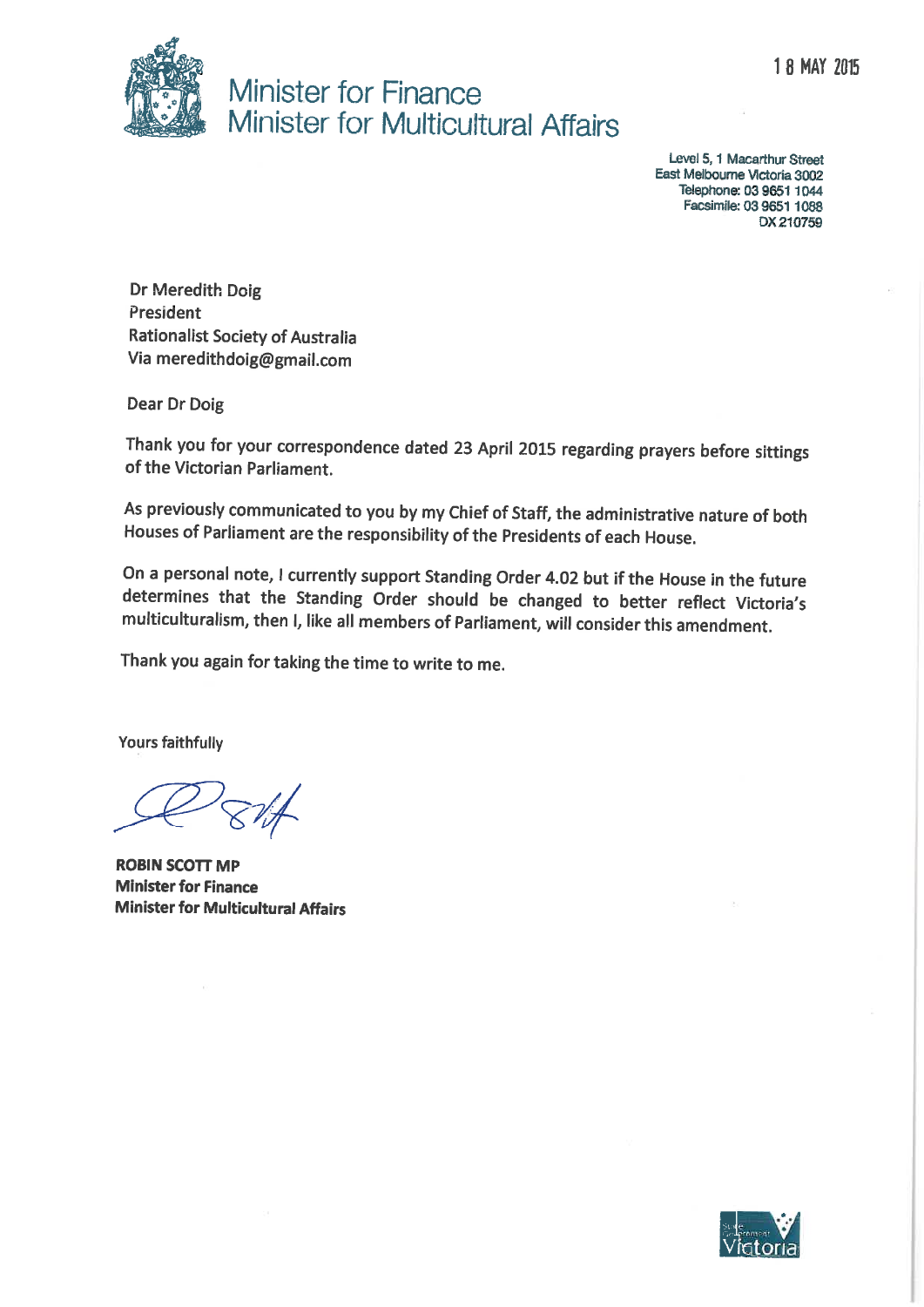18 MAY 2015

# Minister for Finance
# Minister for Multicultural Affairs

Level 5, 1 Macarthur Street
East Melbourne Victoria 3002
Telephone: 03 9651 1044
Facsimile: 03 9651 1088
DX 210759

Dr Meredith Doig
President
Rationalist Society of Australia
Via meredithdoig@gmail.com

Dear Dr Doig

Thank you for your correspondence dated 23 April 2015 regarding prayers before sittings of the Victorian Parliament.

As previously communicated to you by my Chief of Staff, the administrative nature of both Houses of Parliament are the responsibility of the Presidents of each House.

On a personal note, I currently support Standing Order 4.02 but if the House in the future determines that the Standing Order should be changed to better reflect Victoria's multiculturalism, then I, like all members of Parliament, will consider this amendment.

Thank you again for taking the time to write to me.

Yours faithfully

**ROBIN SCOTT MP**
**Minister for Finance**
**Minister for Multicultural Affairs**